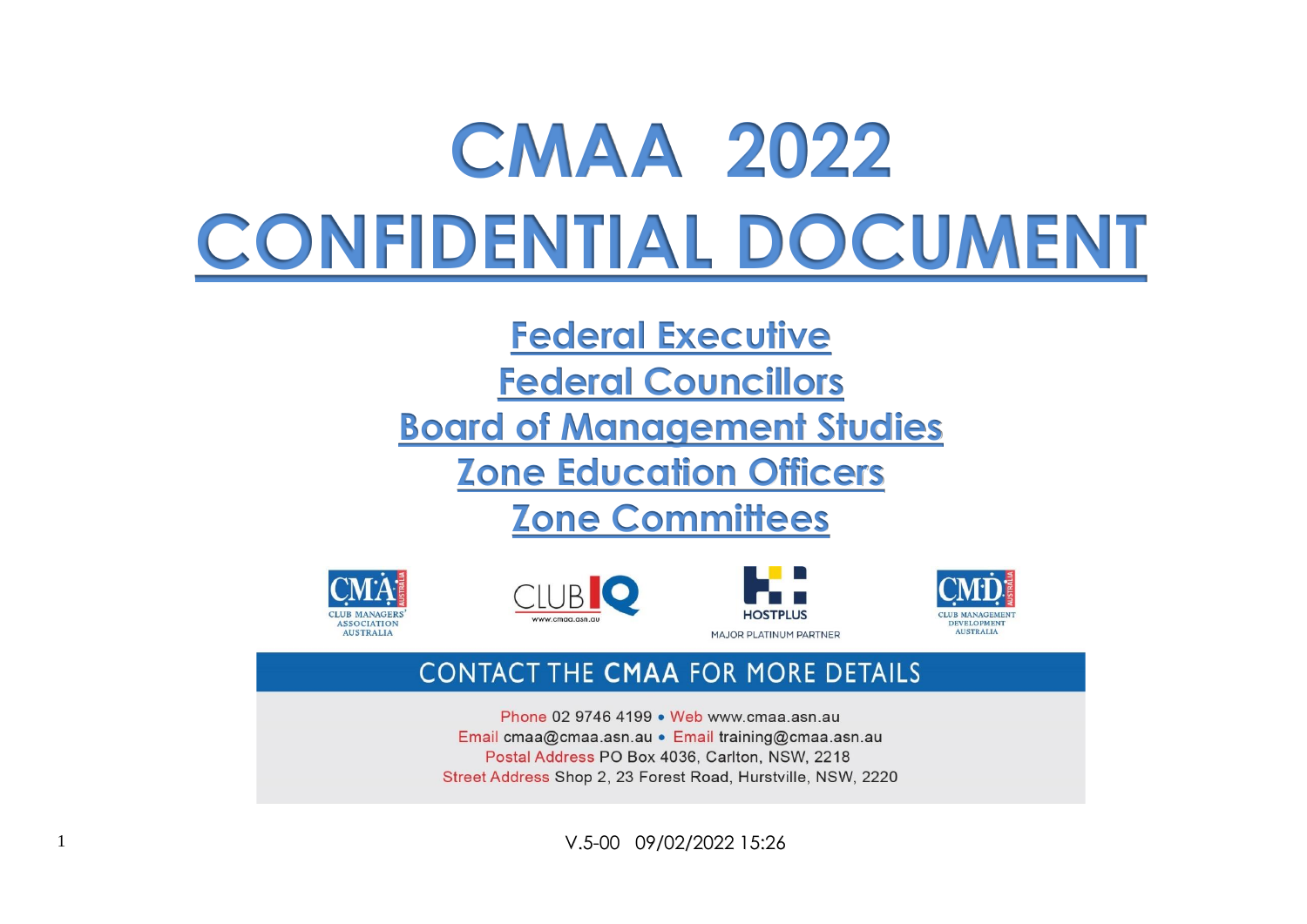# CMAA 2022

# CONFIDENTIAL DOCUMENT

## Federal Executive
## Federal Councillors
## Board of Management Studies
## Zone Education Officers
## Zone Committees

CMA CLUB MANAGERS' ASSOCIATION AUSTRALIA

CLUB IQ www.cmaa.asn.au

HOSTPLUS MAJOR PLATINUM PARTNER

CMD CLUB MANAGEMENT DEVELOPMENT AUSTRALIA

**CONTACT THE CMAA FOR MORE DETAILS**

Phone 02 9746 4199 • Web www.cmaa.asn.au
Email cmaa@cmaa.asn.au • Email training@cmaa.asn.au
Postal Address PO Box 4036, Carlton, NSW, 2218
Street Address Shop 2, 23 Forest Road, Hurstville, NSW, 2220

V.5-00 09/02/2022 15:26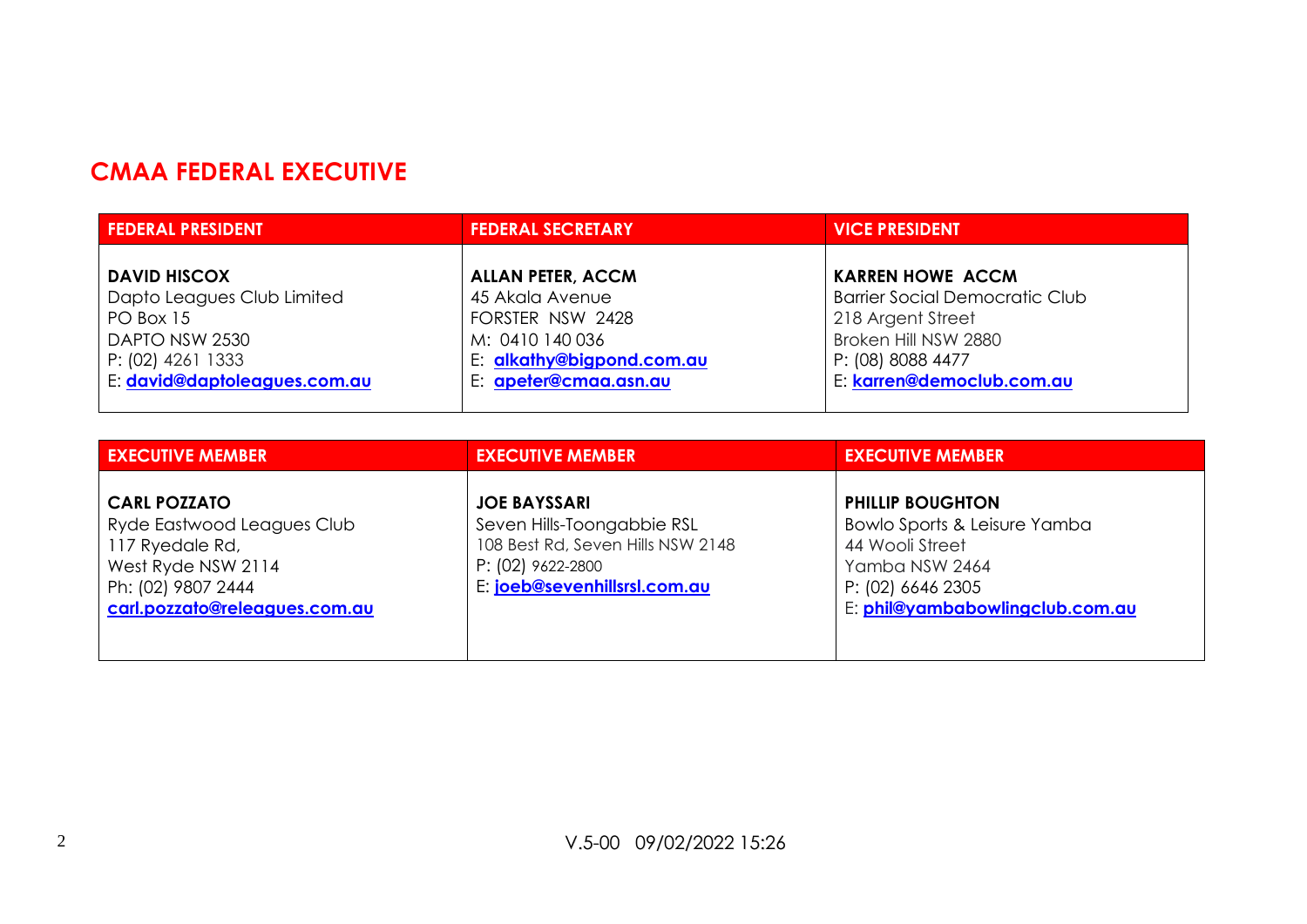## CMAA FEDERAL EXECUTIVE

| FEDERAL PRESIDENT | FEDERAL SECRETARY | VICE PRESIDENT |
|---|---|---|
| **DAVID HISCOX**<br>Dapto Leagues Club Limited<br>PO Box 15<br>DAPTO NSW 2530<br>P: (02) 4261 1333<br>E: **david@daptoleagues.com.au** | **ALLAN PETER, ACCM**<br>45 Akala Avenue<br>FORSTER NSW 2428<br>M: 0410 140 036<br>E: **alkathy@bigpond.com.au**<br>E: **apeter@cmaa.asn.au** | **KARREN HOWE ACCM**<br>Barrier Social Democratic Club<br>218 Argent Street<br>Broken Hill NSW 2880<br>P: (08) 8088 4477<br>E: **karren@democlub.com.au** |

| EXECUTIVE MEMBER | EXECUTIVE MEMBER | EXECUTIVE MEMBER |
|---|---|---|
| **CARL POZZATO**<br>Ryde Eastwood Leagues Club<br>117 Ryedale Rd,<br>West Ryde NSW 2114<br>Ph: (02) 9807 2444<br>**carl.pozzato@releagues.com.au** | **JOE BAYSSARI**<br>Seven Hills-Toongabbie RSL<br>108 Best Rd, Seven Hills NSW 2148<br>P: (02) 9622-2800<br>E: **joeb@sevenhillsrsl.com.au** | **PHILLIP BOUGHTON**<br>Bowlo Sports & Leisure Yamba<br>44 Wooli Street<br>Yamba NSW 2464<br>P: (02) 6646 2305<br>E: **phil@yambabowlingclub.com.au** |

V.5-00 09/02/2022 15:26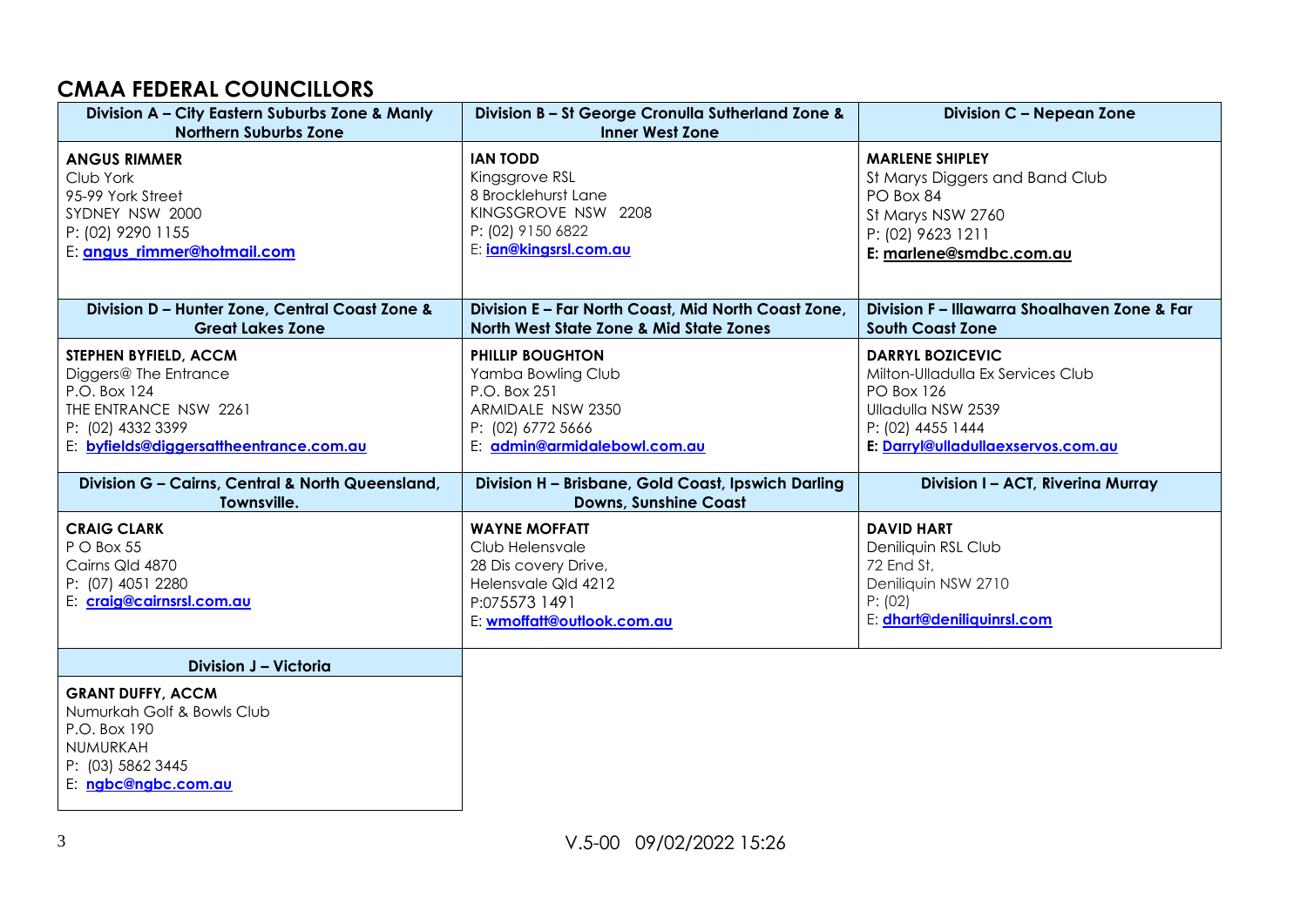## CMAA FEDERAL COUNCILLORS

| Division A – City Eastern Suburbs Zone & Manly Northern Suburbs Zone | Division B – St George Cronulla Sutherland Zone & Inner West Zone | Division C – Nepean Zone |
|---|---|---|
| **ANGUS RIMMER**<br>Club York<br>95-99 York Street<br>SYDNEY NSW 2000<br>P: (02) 9290 1155<br>E: **angus_rimmer@hotmail.com** | **IAN TODD**<br>Kingsgrove RSL<br>8 Brocklehurst Lane<br>KINGSGROVE NSW 2208<br>P: (02) 9150 6822<br>E: **ian@kingsrsl.com.au** | **MARLENE SHIPLEY**<br>St Marys Diggers and Band Club<br>PO Box 84<br>St Marys NSW 2760<br>P: (02) 9623 1211<br>**E: marlene@smdbc.com.au** |
| **Division D – Hunter Zone, Central Coast Zone & Great Lakes Zone** | **Division E – Far North Coast, Mid North Coast Zone, North West State Zone & Mid State Zones** | **Division F – Illawarra Shoalhaven Zone & Far South Coast Zone** |
| **STEPHEN BYFIELD, ACCM**<br>Diggers@ The Entrance<br>P.O. Box 124<br>THE ENTRANCE NSW 2261<br>P: (02) 4332 3399<br>E: **byfields@diggersattheentrance.com.au** | **PHILLIP BOUGHTON**<br>Yamba Bowling Club<br>P.O. Box 251<br>ARMIDALE NSW 2350<br>P: (02) 6772 5666<br>E: **admin@armidalebowl.com.au** | **DARRYL BOZICEVIC**<br>Milton-Ulladulla Ex Services Club<br>PO Box 126<br>Ulladulla NSW 2539<br>P: (02) 4455 1444<br>**E: Darryl@ulladullaexservos.com.au** |
| **Division G – Cairns, Central & North Queensland, Townsville.** | **Division H – Brisbane, Gold Coast, Ipswich Darling Downs, Sunshine Coast** | **Division I – ACT, Riverina Murray** |
| **CRAIG CLARK**<br>P O Box 55<br>Cairns Qld 4870<br>P: (07) 4051 2280<br>E: **craig@cairnsrsl.com.au** | **WAYNE MOFFATT**<br>Club Helensvale<br>28 Dis covery Drive,<br>Helensvale Qld 4212<br>P:075573 1491<br>E: **wmoffatt@outlook.com.au** | **DAVID HART**<br>Deniliquin RSL Club<br>72 End St,<br>Deniliquin NSW 2710<br>P: (02)<br>E: **dhart@deniliquinrsl.com** |
| **Division J – Victoria** | | |
| **GRANT DUFFY, ACCM**<br>Numurkah Golf & Bowls Club<br>P.O. Box 190<br>NUMURKAH<br>P: (03) 5862 3445<br>E: **ngbc@ngbc.com.au** | | |

V.5-00 09/02/2022 15:26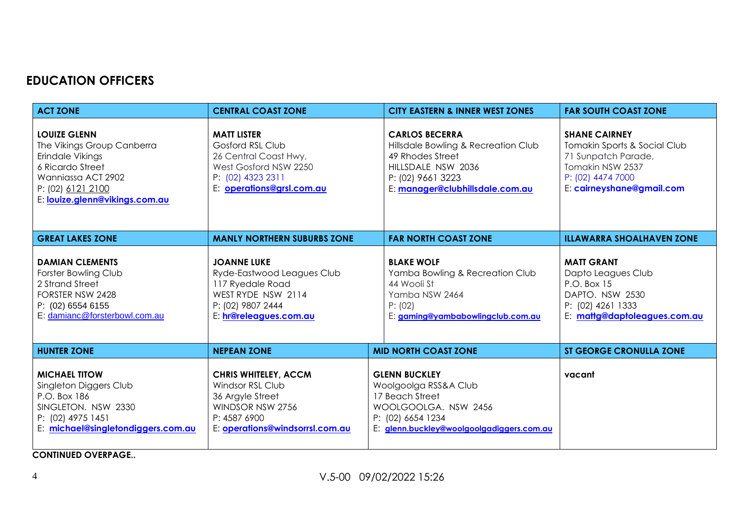## EDUCATION OFFICERS

| ACT ZONE | CENTRAL COAST ZONE | CITY EASTERN & INNER WEST ZONES | FAR SOUTH COAST ZONE |
|---|---|---|---|
| **LOUIZE GLENN**<br>The Vikings Group Canberra<br>Erindale Vikings<br>6 Ricardo Street<br>Wanniassa ACT 2902<br>P: (02) 6121 2100<br>E: **louize.glenn@vikings.com.au** | **MATT LISTER**<br>Gosford RSL Club<br>26 Central Coast Hwy,<br>West Gosford NSW 2250<br>P: (02) 4323 2311<br>E: **operations@grsl.com.au** | **CARLOS BECERRA**<br>Hillsdale Bowling & Recreation Club<br>49 Rhodes Street<br>HILLSDALE NSW 2036<br>P: (02) 9661 3223<br>E: **manager@clubhillsdale.com.au** | **SHANE CAIRNEY**<br>Tomakin Sports & Social Club<br>71 Sunpatch Parade,<br>Tomakin NSW 2537<br>P: (02) 4474 7000<br>E: **cairneyshane@gmail.com** |
| **GREAT LAKES ZONE** | **MANLY NORTHERN SUBURBS ZONE** | **FAR NORTH COAST ZONE** | **ILLAWARRA SHOALHAVEN ZONE** |
| **DAMIAN CLEMENTS**<br>Forster Bowling Club<br>2 Strand Street<br>FORSTER NSW 2428<br>P: (02) 6554 6155<br>E: damianc@forsterbowl.com.au | **JOANNE LUKE**<br>Ryde-Eastwood Leagues Club<br>117 Ryedale Road<br>WEST RYDE NSW 2114<br>P: (02) 9807 2444<br>E: **hr@releagues.com.au** | **BLAKE WOLF**<br>Yamba Bowling & Recreation Club<br>44 Wooli St<br>Yamba NSW 2464<br>P: (02)<br>E: **gaming@yambabowlingclub.com.au** | **MATT GRANT**<br>Dapto Leagues Club<br>P.O. Box 15<br>DAPTO. NSW 2530<br>P: (02) 4261 1333<br>E: **mattg@daptoleagues.com.au** |
| **HUNTER ZONE** | **NEPEAN ZONE** | **MID NORTH COAST ZONE** | **ST GEORGE CRONULLA ZONE** |
| **MICHAEL TITOW**<br>Singleton Diggers Club<br>P.O. Box 186<br>SINGLETON. NSW 2330<br>P: (02) 4975 1451<br>E: **michael@singletondiggers.com.au** | **CHRIS WHITELEY, ACCM**<br>Windsor RSL Club<br>36 Argyle Street<br>WINDSOR NSW 2756<br>P: 4587 6900<br>E: **operations@windsorrsl.com.au** | **GLENN BUCKLEY**<br>Woolgoolga RSS&A Club<br>17 Beach Street<br>WOOLGOOLGA. NSW 2456<br>P: (02) 6654 1234<br>E: **glenn.buckley@woolgoolgadiggers.com.au** | **vacant** |

**CONTINUED OVERPAGE..**

V.5-00 09/02/2022 15:26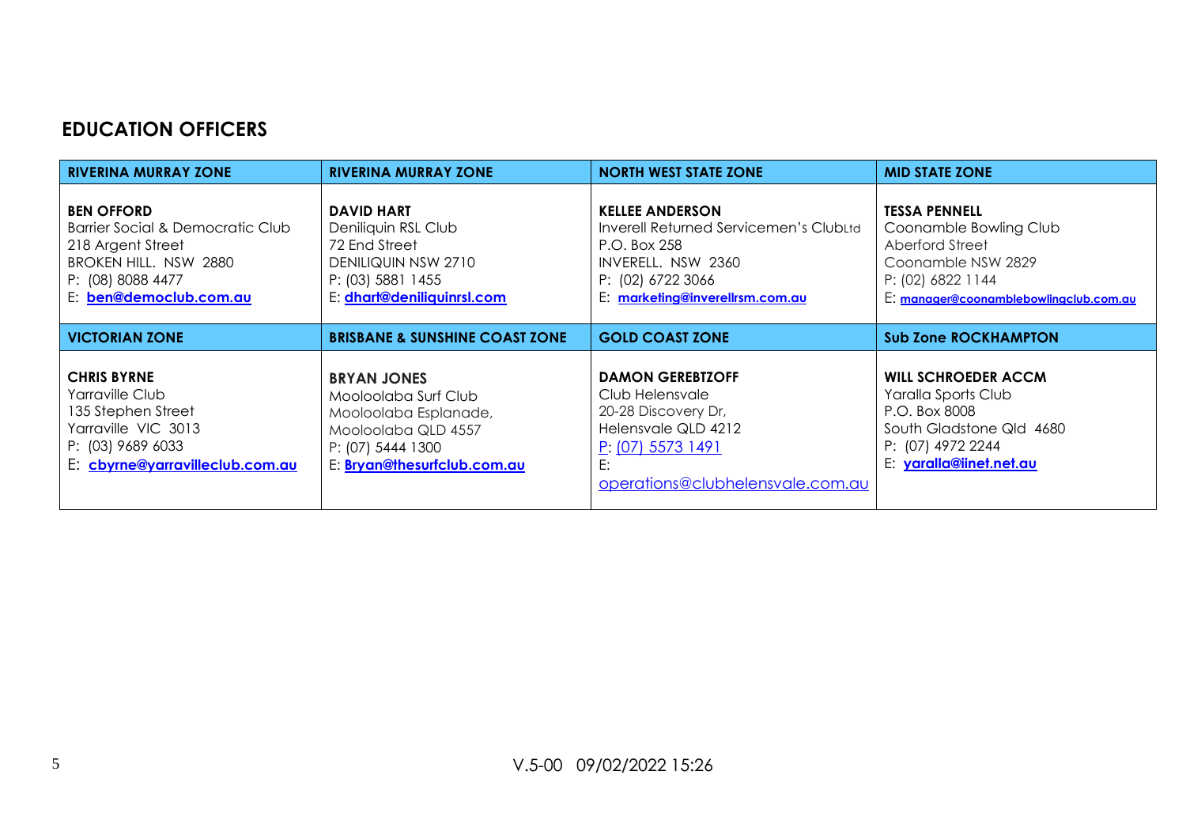## EDUCATION OFFICERS

| RIVERINA MURRAY ZONE | RIVERINA MURRAY ZONE | NORTH WEST STATE ZONE | MID STATE ZONE |
|---|---|---|---|
| **BEN OFFORD**<br>Barrier Social & Democratic Club<br>218 Argent Street<br>BROKEN HILL. NSW 2880<br>P: (08) 8088 4477<br>E: **ben@democlub.com.au** | **DAVID HART**<br>Deniliquin RSL Club<br>72 End Street<br>DENILIQUIN NSW 2710<br>P: (03) 5881 1455<br>E: **dhart@deniliquinrsl.com** | **KELLEE ANDERSON**<br>Inverell Returned Servicemen's ClubLtd<br>P.O. Box 258<br>INVERELL. NSW 2360<br>P: (02) 6722 3066<br>E: **marketing@inverellrsm.com.au** | **TESSA PENNELL**<br>Coonamble Bowling Club<br>Aberford Street<br>Coonamble NSW 2829<br>P: (02) 6822 1144<br>E: **manager@coonamblebowlingclub.com.au** |
| **VICTORIAN ZONE** | **BRISBANE & SUNSHINE COAST ZONE** | **GOLD COAST ZONE** | **Sub Zone ROCKHAMPTON** |
| **CHRIS BYRNE**<br>Yarraville Club<br>135 Stephen Street<br>Yarraville VIC 3013<br>P: (03) 9689 6033<br>E: **cbyrne@yarravilleclub.com.au** | **BRYAN JONES**<br>Mooloolaba Surf Club<br>Mooloolaba Esplanade,<br>Mooloolaba QLD 4557<br>P: (07) 5444 1300<br>E: **Bryan@thesurfclub.com.au** | **DAMON GEREBTZOFF**<br>Club Helensvale<br>20-28 Discovery Dr,<br>Helensvale QLD 4212<br>P: (07) 5573 1491<br>E:<br>operations@clubhelensvale.com.au | **WILL SCHROEDER ACCM**<br>Yaralla Sports Club<br>P.O. Box 8008<br>South Gladstone Qld 4680<br>P: (07) 4972 2244<br>E: **yaralla@iinet.net.au** |

V.5-00 09/02/2022 15:26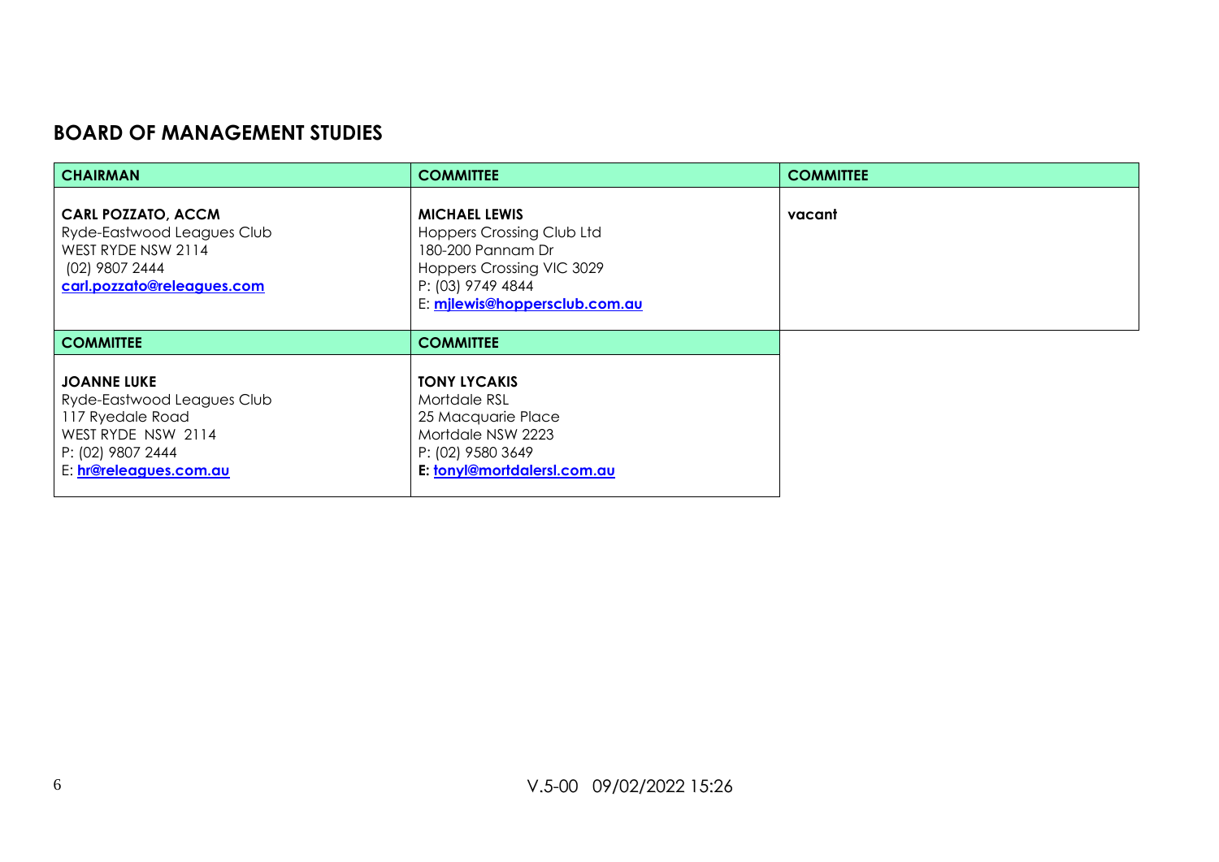## BOARD OF MANAGEMENT STUDIES

| CHAIRMAN | COMMITTEE | COMMITTEE |
|---|---|---|
| **CARL POZZATO, ACCM**<br>Ryde-Eastwood Leagues Club<br>WEST RYDE NSW 2114<br>(02) 9807 2444<br>**carl.pozzato@releagues.com** | **MICHAEL LEWIS**<br>Hoppers Crossing Club Ltd<br>180-200 Pannam Dr<br>Hoppers Crossing VIC 3029<br>P: (03) 9749 4844<br>E: **mjlewis@hoppersclub.com.au** | **vacant** |
| **COMMITTEE** | **COMMITTEE** | |
| **JOANNE LUKE**<br>Ryde-Eastwood Leagues Club<br>117 Ryedale Road<br>WEST RYDE NSW 2114<br>P: (02) 9807 2444<br>E: **hr@releagues.com.au** | **TONY LYCAKIS**<br>Mortdale RSL<br>25 Macquarie Place<br>Mortdale NSW 2223<br>P: (02) 9580 3649<br>**E: tonyl@mortdalersl.com.au** | |

V.5-00 09/02/2022 15:26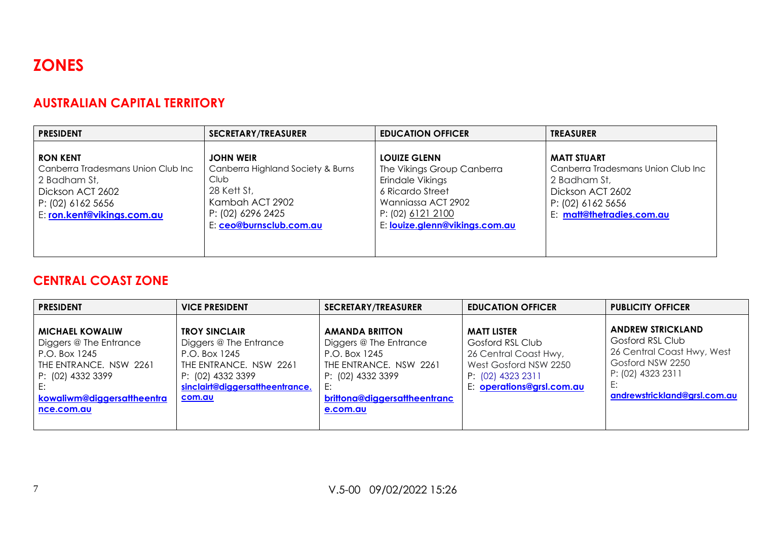# ZONES

## AUSTRALIAN CAPITAL TERRITORY

| PRESIDENT | SECRETARY/TREASURER | EDUCATION OFFICER | TREASURER |
|---|---|---|---|
| **RON KENT**<br>Canberra Tradesmans Union Club Inc<br>2 Badham St,<br>Dickson ACT 2602<br>P: (02) 6162 5656<br>E: **ron.kent@vikings.com.au** | **JOHN WEIR**<br>Canberra Highland Society & Burns Club<br>28 Kett St,<br>Kambah ACT 2902<br>P: (02) 6296 2425<br>E: **ceo@burnsclub.com.au** | **LOUIZE GLENN**<br>The Vikings Group Canberra<br>Erindale Vikings<br>6 Ricardo Street<br>Wanniassa ACT 2902<br>P: (02) 6121 2100<br>E: **louize.glenn@vikings.com.au** | **MATT STUART**<br>Canberra Tradesmans Union Club Inc<br>2 Badham St,<br>Dickson ACT 2602<br>P: (02) 6162 5656<br>E: **matt@thetradies.com.au** |

## CENTRAL COAST ZONE

| PRESIDENT | VICE PRESIDENT | SECRETARY/TREASURER | EDUCATION OFFICER | PUBLICITY OFFICER |
|---|---|---|---|---|
| **MICHAEL KOWALIW**<br>Diggers @ The Entrance<br>P.O. Box 1245<br>THE ENTRANCE. NSW 2261<br>P: (02) 4332 3399<br>E: **kowaliwm@diggersattheentrance.com.au** | **TROY SINCLAIR**<br>Diggers @ The Entrance<br>P.O. Box 1245<br>THE ENTRANCE. NSW 2261<br>P: (02) 4332 3399<br>**sinclairt@diggersattheentrance.com.au** | **AMANDA BRITTON**<br>Diggers @ The Entrance<br>P.O. Box 1245<br>THE ENTRANCE. NSW 2261<br>P: (02) 4332 3399<br>E: **brittona@diggersattheentrance.com.au** | **MATT LISTER**<br>Gosford RSL Club<br>26 Central Coast Hwy,<br>West Gosford NSW 2250<br>P: (02) 4323 2311<br>E: **operations@grsl.com.au** | **ANDREW STRICKLAND**<br>Gosford RSL Club<br>26 Central Coast Hwy, West Gosford NSW 2250<br>P: (02) 4323 2311<br>E: **andrewstrickland@grsl.com.au** |

V.5-00 09/02/2022 15:26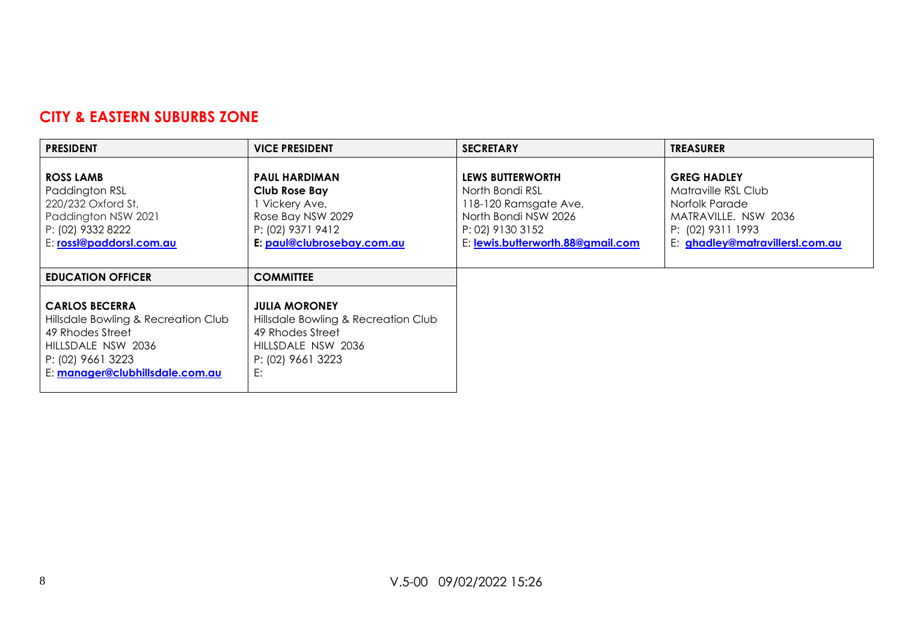## CITY & EASTERN SUBURBS ZONE

| PRESIDENT | VICE PRESIDENT | SECRETARY | TREASURER |
|---|---|---|---|
| **ROSS LAMB**<br>Paddington RSL<br>220/232 Oxford St,<br>Paddington NSW 2021<br>P: (02) 9332 8222<br>E: **rossl@paddorsl.com.au** | **PAUL HARDIMAN**<br>**Club Rose Bay**<br>1 Vickery Ave,<br>Rose Bay NSW 2029<br>P: (02) 9371 9412<br>**E: paul@clubrosebay.com.au** | **LEWS BUTTERWORTH**<br>North Bondi RSL<br>118-120 Ramsgate Ave,<br>North Bondi NSW 2026<br>P: 02) 9130 3152<br>E: **lewis.butterworth.88@gmail.com** | **GREG HADLEY**<br>Matraville RSL Club<br>Norfolk Parade<br>MATRAVILLE. NSW 2036<br>P: (02) 9311 1993<br>E: **ghadley@matravillersl.com.au** |
| **EDUCATION OFFICER** | **COMMITTEE** | | |
| **CARLOS BECERRA**<br>Hillsdale Bowling & Recreation Club<br>49 Rhodes Street<br>HILLSDALE NSW 2036<br>P: (02) 9661 3223<br>E: **manager@clubhillsdale.com.au** | **JULIA MORONEY**<br>Hillsdale Bowling & Recreation Club<br>49 Rhodes Street<br>HILLSDALE NSW 2036<br>P: (02) 9661 3223<br>E: | | |

V.5-00 09/02/2022 15:26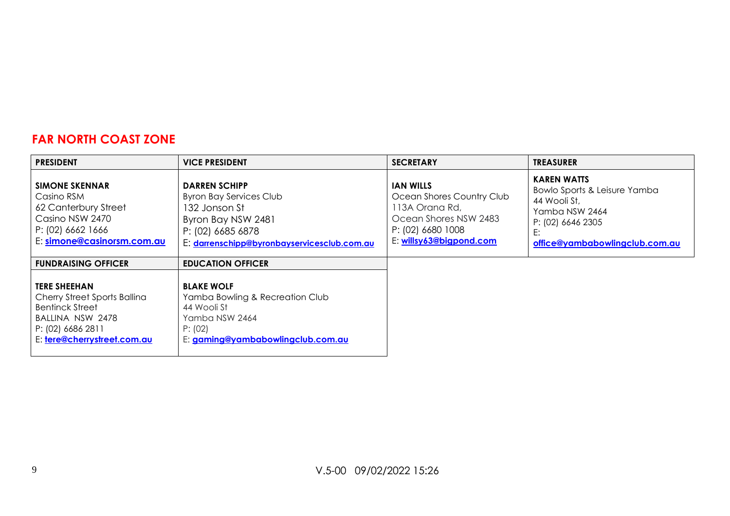## FAR NORTH COAST ZONE

| PRESIDENT | VICE PRESIDENT | SECRETARY | TREASURER |
|---|---|---|---|
| **SIMONE SKENNAR**<br>Casino RSM<br>62 Canterbury Street<br>Casino NSW 2470<br>P: (02) 6662 1666<br>E: **simone@casinorsm.com.au** | **DARREN SCHIPP**<br>Byron Bay Services Club<br>132 Jonson St<br>Byron Bay NSW 2481<br>P: (02) 6685 6878<br>E: **darrenschipp@byronbayservicesclub.com.au** | **IAN WILLS**<br>Ocean Shores Country Club<br>113A Orana Rd,<br>Ocean Shores NSW 2483<br>P: (02) 6680 1008<br>E: **willsy63@bigpond.com** | **KAREN WATTS**<br>Bowlo Sports & Leisure Yamba<br>44 Wooli St,<br>Yamba NSW 2464<br>P: (02) 6646 2305<br>E:<br>**office@yambabowlingclub.com.au** |
| **FUNDRAISING OFFICER** | **EDUCATION OFFICER** | | |
| **TERE SHEEHAN**<br>Cherry Street Sports Ballina<br>Bentinck Street<br>BALLINA NSW 2478<br>P: (02) 6686 2811<br>E: **tere@cherrystreet.com.au** | **BLAKE WOLF**<br>Yamba Bowling & Recreation Club<br>44 Wooli St<br>Yamba NSW 2464<br>P: (02)<br>E: **gaming@yambabowlingclub.com.au** | | |

V.5-00 09/02/2022 15:26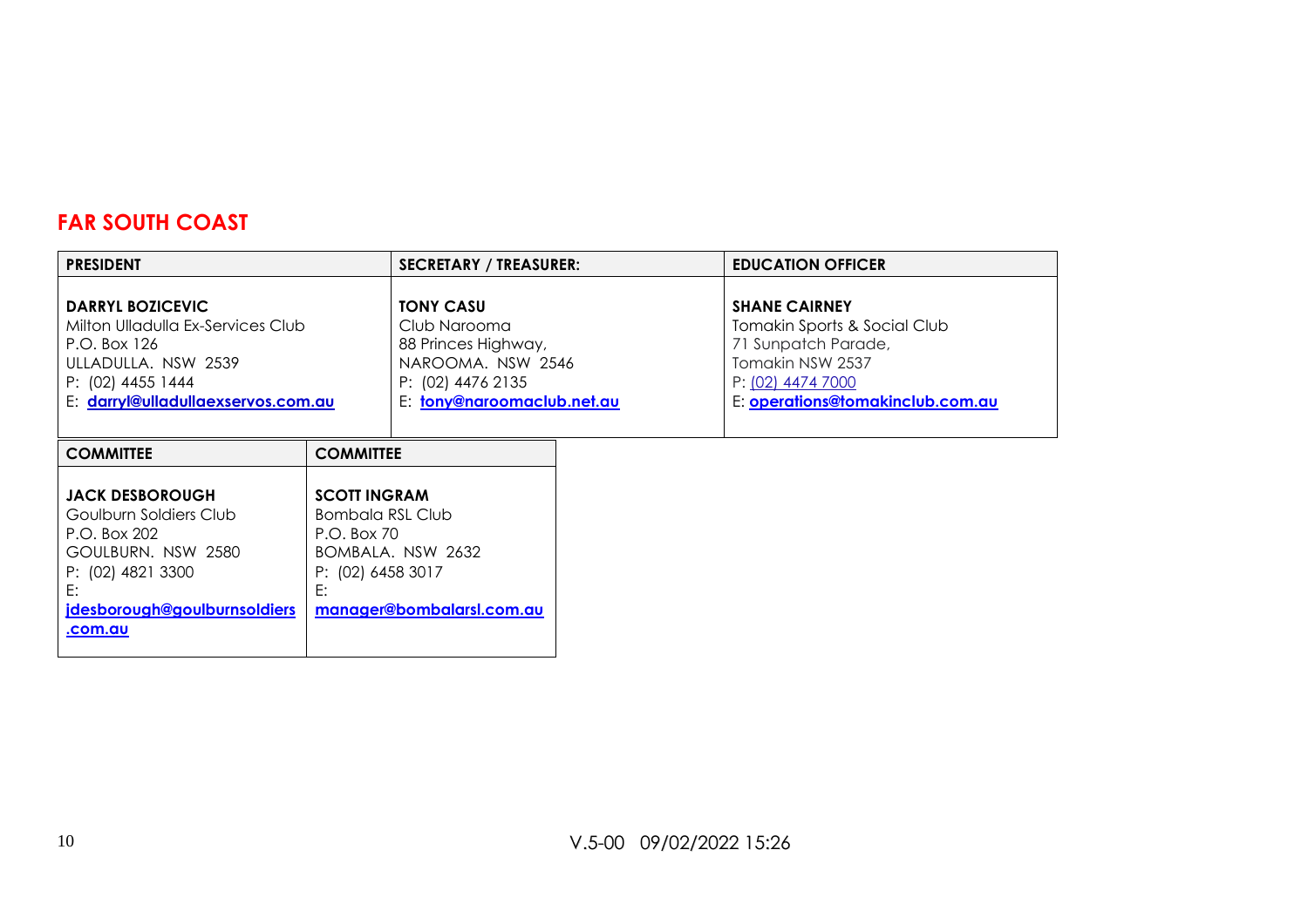## FAR SOUTH COAST

| PRESIDENT | SECRETARY / TREASURER: | EDUCATION OFFICER |
| --- | --- | --- |
| **DARRYL BOZICEVIC**<br>Milton Ulladulla Ex-Services Club<br>P.O. Box 126<br>ULLADULLA. NSW 2539<br>P: (02) 4455 1444<br>E: **darryl@ulladullaexservos.com.au** | **TONY CASU**<br>Club Narooma<br>88 Princes Highway,<br>NAROOMA. NSW 2546<br>P: (02) 4476 2135<br>E: **tony@naroomaclub.net.au** | **SHANE CAIRNEY**<br>Tomakin Sports & Social Club<br>71 Sunpatch Parade,<br>Tomakin NSW 2537<br>P: (02) 4474 7000<br>E: **operations@tomakinclub.com.au** |

| COMMITTEE | COMMITTEE |
| --- | --- |
| **JACK DESBOROUGH**<br>Goulburn Soldiers Club<br>P.O. Box 202<br>GOULBURN. NSW 2580<br>P: (02) 4821 3300<br>E: **jdesborough@goulburnsoldiers.com.au** | **SCOTT INGRAM**<br>Bombala RSL Club<br>P.O. Box 70<br>BOMBALA. NSW 2632<br>P: (02) 6458 3017<br>E: **manager@bombalarsl.com.au** |

V.5-00 09/02/2022 15:26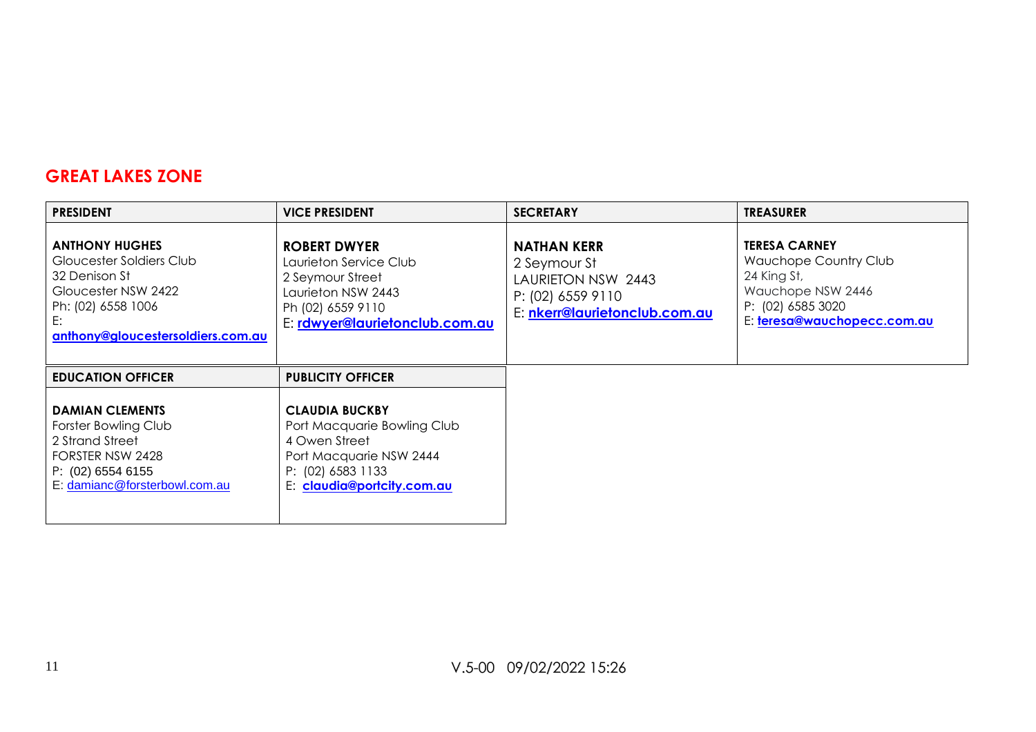## GREAT LAKES ZONE

| PRESIDENT | VICE PRESIDENT | SECRETARY | TREASURER |
|---|---|---|---|
| **ANTHONY HUGHES**<br>Gloucester Soldiers Club<br>32 Denison St<br>Gloucester NSW 2422<br>Ph: (02) 6558 1006<br>E: **anthony@gloucestersoldiers.com.au** | **ROBERT DWYER**<br>Laurieton Service Club<br>2 Seymour Street<br>Laurieton NSW 2443<br>Ph (02) 6559 9110<br>E: **rdwyer@laurietonclub.com.au** | **NATHAN KERR**<br>2 Seymour St<br>LAURIETON NSW 2443<br>P: (02) 6559 9110<br>E: **nkerr@laurietonclub.com.au** | **TERESA CARNEY**<br>Wauchope Country Club<br>24 King St,<br>Wauchope NSW 2446<br>P: (02) 6585 3020<br>E: **teresa@wauchopecc.com.au** |

| EDUCATION OFFICER | PUBLICITY OFFICER |
|---|---|
| **DAMIAN CLEMENTS**<br>Forster Bowling Club<br>2 Strand Street<br>FORSTER NSW 2428<br>P: (02) 6554 6155<br>E: damianc@forsterbowl.com.au | **CLAUDIA BUCKBY**<br>Port Macquarie Bowling Club<br>4 Owen Street<br>Port Macquarie NSW 2444<br>P: (02) 6583 1133<br>E: **claudia@portcity.com.au** |

V.5-00 09/02/2022 15:26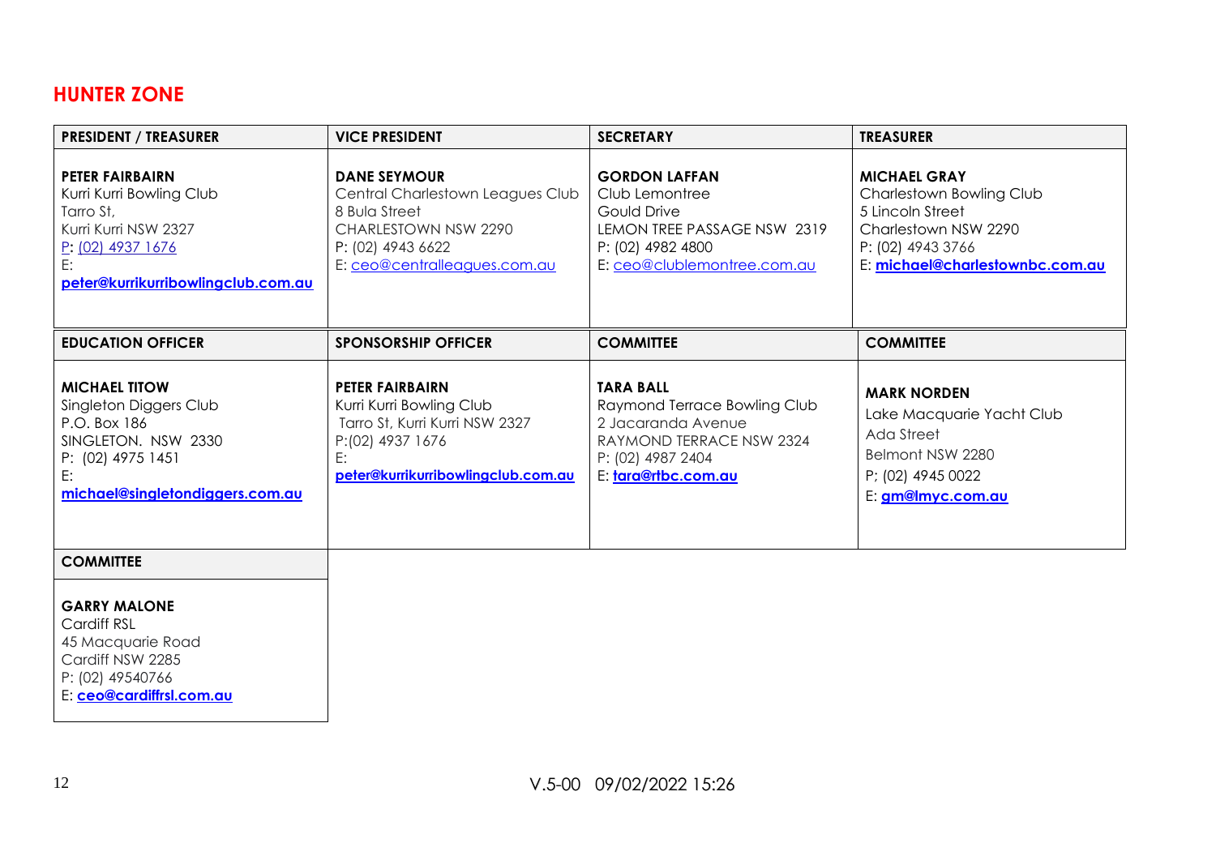## HUNTER ZONE

| PRESIDENT / TREASURER | VICE PRESIDENT | SECRETARY | TREASURER |
|---|---|---|---|
| **PETER FAIRBAIRN**<br>Kurri Kurri Bowling Club<br>Tarro St,<br>Kurri Kurri NSW 2327<br>P: (02) 4937 1676<br>E:<br>**peter@kurrikurribowlingclub.com.au** | **DANE SEYMOUR**<br>Central Charlestown Leagues Club<br>8 Bula Street<br>CHARLESTOWN NSW 2290<br>P: (02) 4943 6622<br>E: ceo@centralleagues.com.au | **GORDON LAFFAN**<br>Club Lemontree<br>Gould Drive<br>LEMON TREE PASSAGE NSW 2319<br>P: (02) 4982 4800<br>E: ceo@clublemontree.com.au | **MICHAEL GRAY**<br>Charlestown Bowling Club<br>5 Lincoln Street<br>Charlestown NSW 2290<br>P: (02) 4943 3766<br>E: **michael@charlestownbc.com.au** |
| **EDUCATION OFFICER** | **SPONSORSHIP OFFICER** | **COMMITTEE** | **COMMITTEE** |
| **MICHAEL TITOW**<br>Singleton Diggers Club<br>P.O. Box 186<br>SINGLETON. NSW 2330<br>P: (02) 4975 1451<br>E:<br>**michael@singletondiggers.com.au** | **PETER FAIRBAIRN**<br>Kurri Kurri Bowling Club<br>Tarro St, Kurri Kurri NSW 2327<br>P:(02) 4937 1676<br>E:<br>**peter@kurrikurribowlingclub.com.au** | **TARA BALL**<br>Raymond Terrace Bowling Club<br>2 Jacaranda Avenue<br>RAYMOND TERRACE NSW 2324<br>P: (02) 4987 2404<br>E: **tara@rtbc.com.au** | **MARK NORDEN**<br>Lake Macquarie Yacht Club<br>Ada Street<br>Belmont NSW 2280<br>P; (02) 4945 0022<br>E: **gm@lmyc.com.au** |
| **COMMITTEE** | | | |
| **GARRY MALONE**<br>Cardiff RSL<br>45 Macquarie Road<br>Cardiff NSW 2285<br>P: (02) 49540766<br>E: **ceo@cardiffrsl.com.au** | | | |

V.5-00 09/02/2022 15:26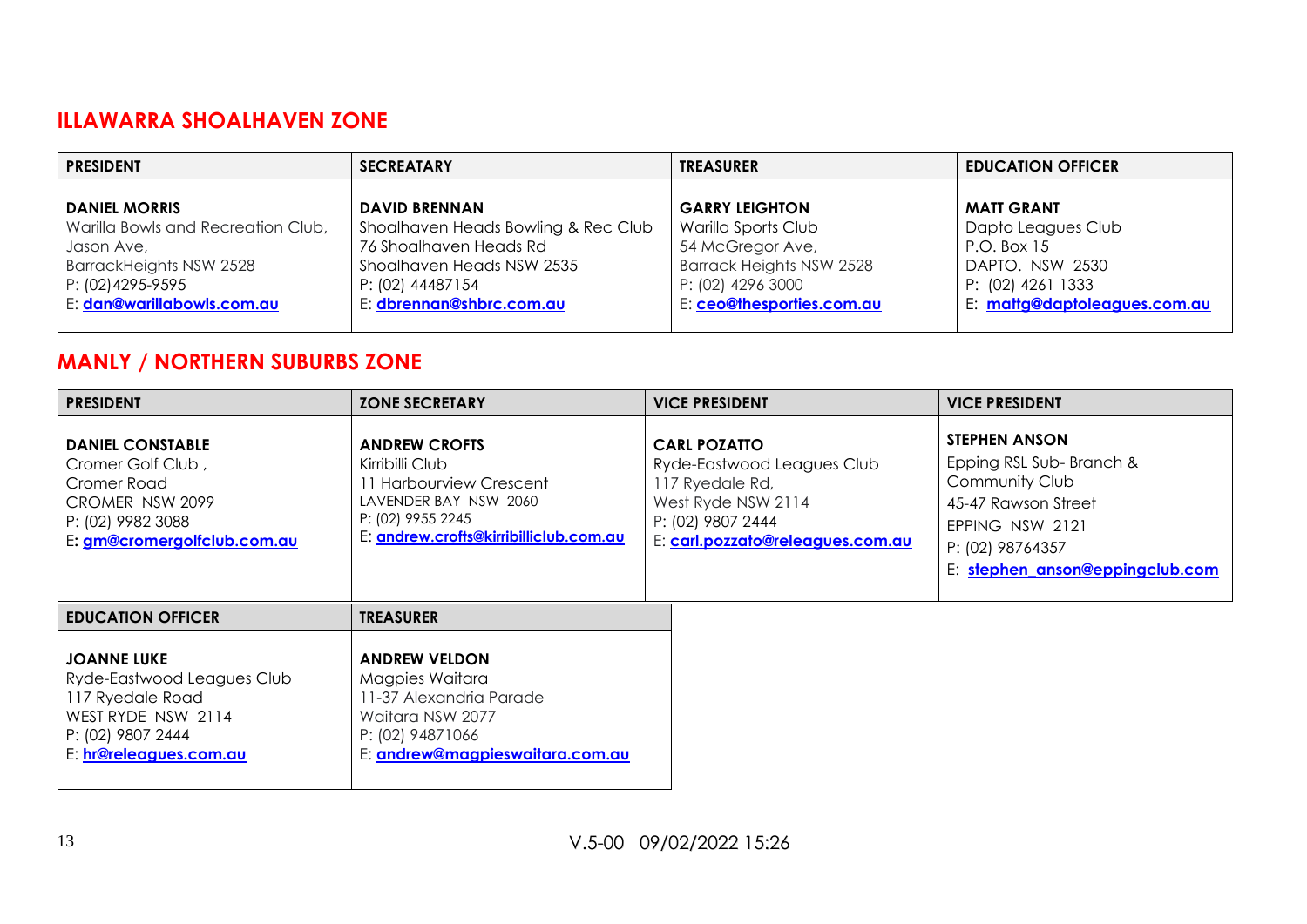## ILLAWARRA SHOALHAVEN ZONE

| PRESIDENT | SECREATARY | TREASURER | EDUCATION OFFICER |
| --- | --- | --- | --- |
| **DANIEL MORRIS**<br>Warilla Bowls and Recreation Club,<br>Jason Ave,<br>BarrackHeights NSW 2528<br>P: (02)4295-9595<br>E: **dan@warillabowls.com.au** | **DAVID BRENNAN**<br>Shoalhaven Heads Bowling & Rec Club<br>76 Shoalhaven Heads Rd<br>Shoalhaven Heads NSW 2535<br>P: (02) 44487154<br>E: **dbrennan@shbrc.com.au** | **GARRY LEIGHTON**<br>Warilla Sports Club<br>54 McGregor Ave,<br>Barrack Heights NSW 2528<br>P: (02) 4296 3000<br>E: **ceo@thesporties.com.au** | **MATT GRANT**<br>Dapto Leagues Club<br>P.O. Box 15<br>DAPTO. NSW 2530<br>P: (02) 4261 1333<br>E: **mattg@daptoleagues.com.au** |

## MANLY / NORTHERN SUBURBS ZONE

| PRESIDENT | ZONE SECRETARY | VICE PRESIDENT | VICE PRESIDENT |
| --- | --- | --- | --- |
| **DANIEL CONSTABLE**<br>Cromer Golf Club ,<br>Cromer Road<br>CROMER NSW 2099<br>P: (02) 9982 3088<br>E: **gm@cromergolfclub.com.au** | **ANDREW CROFTS**<br>Kirribilli Club<br>11 Harbourview Crescent<br>LAVENDER BAY NSW 2060<br>P: (02) 9955 2245<br>E: **andrew.crofts@kirribilliclub.com.au** | **CARL POZATTO**<br>Ryde-Eastwood Leagues Club<br>117 Ryedale Rd,<br>West Ryde NSW 2114<br>P: (02) 9807 2444<br>E: **carl.pozzato@releagues.com.au** | **STEPHEN ANSON**<br>Epping RSL Sub- Branch &<br>Community Club<br>45-47 Rawson Street<br>EPPING NSW 2121<br>P: (02) 98764357<br>E: **stephen_anson@eppingclub.com** |

| EDUCATION OFFICER | TREASURER |
| --- | --- |
| **JOANNE LUKE**<br>Ryde-Eastwood Leagues Club<br>117 Ryedale Road<br>WEST RYDE NSW 2114<br>P: (02) 9807 2444<br>E: **hr@releagues.com.au** | **ANDREW VELDON**<br>Magpies Waitara<br>11-37 Alexandria Parade<br>Waitara NSW 2077<br>P: (02) 94871066<br>E: **andrew@magpieswaitara.com.au** |

V.5-00 09/02/2022 15:26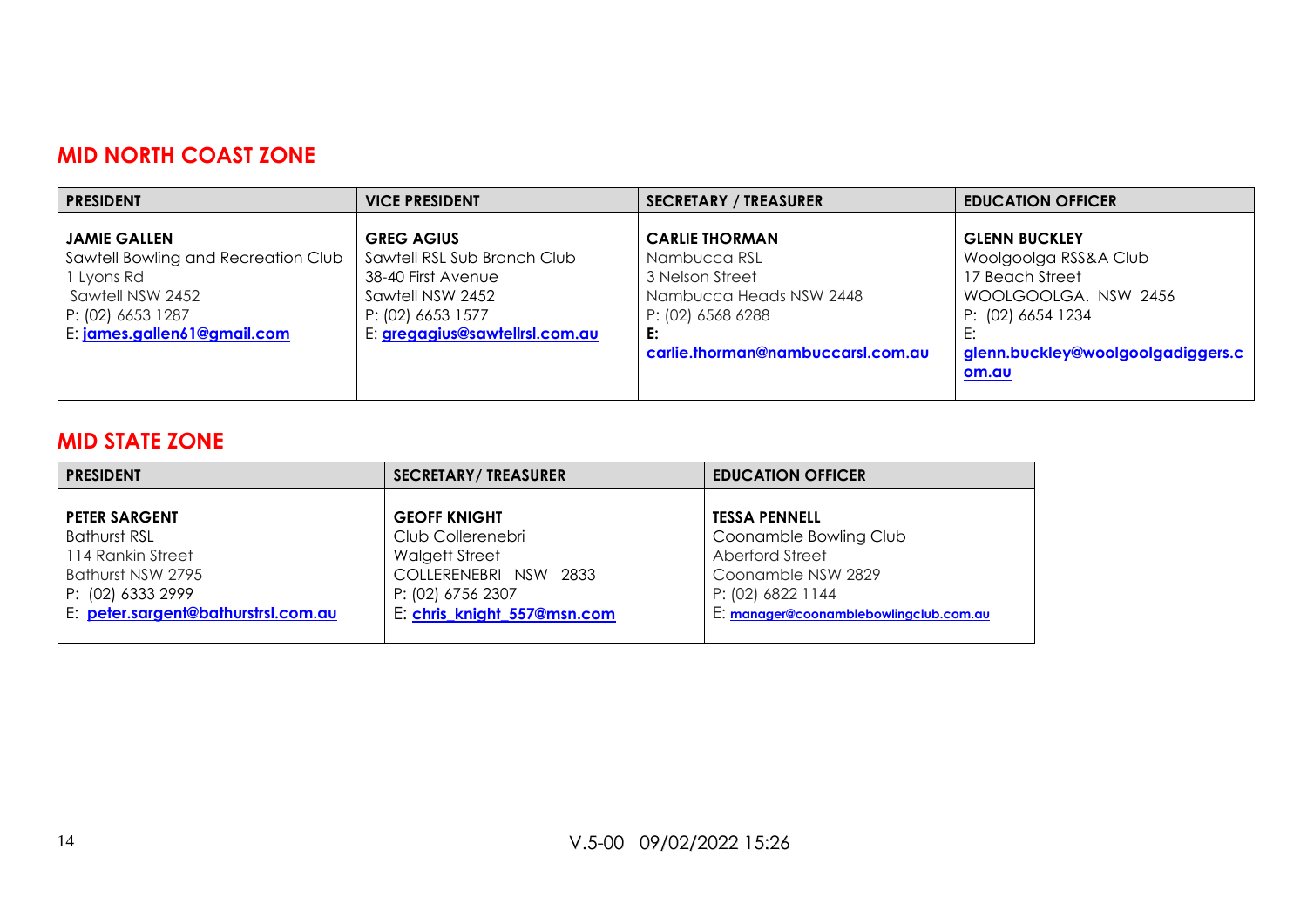## MID NORTH COAST ZONE

| PRESIDENT | VICE PRESIDENT | SECRETARY / TREASURER | EDUCATION OFFICER |
|---|---|---|---|
| **JAMIE GALLEN**<br>Sawtell Bowling and Recreation Club<br>1 Lyons Rd<br>Sawtell NSW 2452<br>P: (02) 6653 1287<br>E: **james.gallen61@gmail.com** | **GREG AGIUS**<br>Sawtell RSL Sub Branch Club<br>38-40 First Avenue<br>Sawtell NSW 2452<br>P: (02) 6653 1577<br>E: **gregagius@sawtellrsl.com.au** | **CARLIE THORMAN**<br>Nambucca RSL<br>3 Nelson Street<br>Nambucca Heads NSW 2448<br>P: (02) 6568 6288<br>**E: carlie.thorman@nambuccarsl.com.au** | **GLENN BUCKLEY**<br>Woolgoolga RSS&A Club<br>17 Beach Street<br>WOOLGOOLGA. NSW 2456<br>P: (02) 6654 1234<br>E: **glenn.buckley@woolgoolgadiggers.com.au** |

## MID STATE ZONE

| PRESIDENT | SECRETARY/ TREASURER | EDUCATION OFFICER |
|---|---|---|
| **PETER SARGENT**<br>Bathurst RSL<br>114 Rankin Street<br>Bathurst NSW 2795<br>P: (02) 6333 2999<br>E: **peter.sargent@bathurstrsl.com.au** | **GEOFF KNIGHT**<br>Club Collerenebri<br>Walgett Street<br>COLLERENEBRI NSW 2833<br>P: (02) 6756 2307<br>E: **chris_knight_557@msn.com** | **TESSA PENNELL**<br>Coonamble Bowling Club<br>Aberford Street<br>Coonamble NSW 2829<br>P: (02) 6822 1144<br>E: **manager@coonamblebowlingclub.com.au** |

V.5-00 09/02/2022 15:26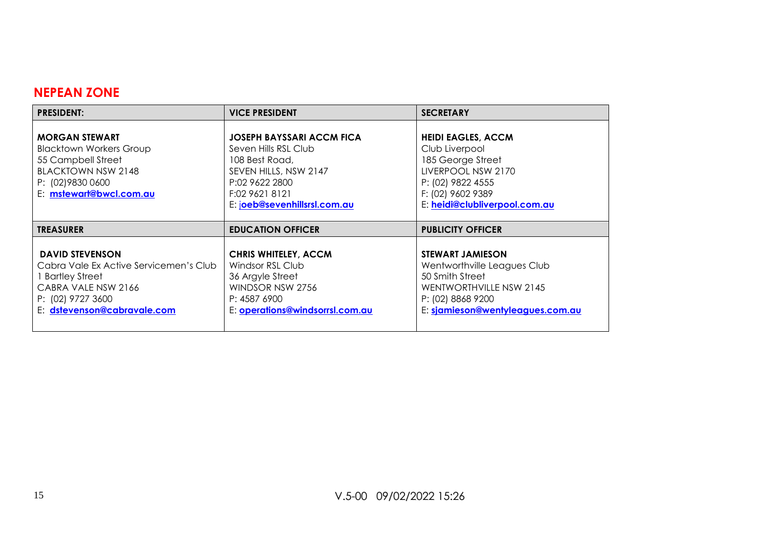## NEPEAN ZONE

| **PRESIDENT:** | **VICE PRESIDENT** | **SECRETARY** |
|---|---|---|
| **MORGAN STEWART**<br>Blacktown Workers Group<br>55 Campbell Street<br>BLACKTOWN NSW 2148<br>P: (02)9830 0600<br>E: **mstewart@bwcl.com.au** | **JOSEPH BAYSSARI ACCM FICA**<br>Seven Hills RSL Club<br>108 Best Road,<br>SEVEN HILLS, NSW 2147<br>P:02 9622 2800<br>F:02 9621 8121<br>E: **joeb@sevenhillsrsl.com.au** | **HEIDI EAGLES, ACCM**<br>Club Liverpool<br>185 George Street<br>LIVERPOOL NSW 2170<br>P: (02) 9822 4555<br>F: (02) 9602 9389<br>E: **heidi@clubliverpool.com.au** |
| **TREASURER** | **EDUCATION OFFICER** | **PUBLICITY OFFICER** |
| **DAVID STEVENSON**<br>Cabra Vale Ex Active Servicemen's Club<br>1 Bartley Street<br>CABRA VALE NSW 2166<br>P: (02) 9727 3600<br>E: **dstevenson@cabravale.com** | **CHRIS WHITELEY, ACCM**<br>Windsor RSL Club<br>36 Argyle Street<br>WINDSOR NSW 2756<br>P: 4587 6900<br>E: **operations@windsorrsl.com.au** | **STEWART JAMIESON**<br>Wentworthville Leagues Club<br>50 Smith Street<br>WENTWORTHVILLE NSW 2145<br>P: (02) 8868 9200<br>E: **sjamieson@wentyleagues.com.au** |

V.5-00 09/02/2022 15:26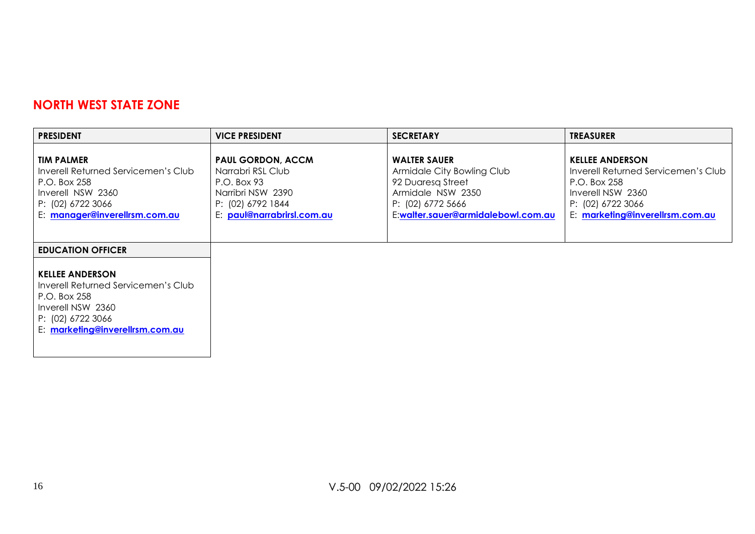## NORTH WEST STATE ZONE

| PRESIDENT | VICE PRESIDENT | SECRETARY | TREASURER |
|---|---|---|---|
| **TIM PALMER**<br>Inverell Returned Servicemen's Club<br>P.O. Box 258<br>Inverell NSW 2360<br>P: (02) 6722 3066<br>E: **manager@inverellrsm.com.au** | **PAUL GORDON, ACCM**<br>Narrabri RSL Club<br>P.O. Box 93<br>Narribri NSW 2390<br>P: (02) 6792 1844<br>E: **paul@narrabrirsl.com.au** | **WALTER SAUER**<br>Armidale City Bowling Club<br>92 Duaresq Street<br>Armidale NSW 2350<br>P: (02) 6772 5666<br>E:**walter.sauer@armidalebowl.com.au** | **KELLEE ANDERSON**<br>Inverell Returned Servicemen's Club<br>P.O. Box 258<br>Inverell NSW 2360<br>P: (02) 6722 3066<br>E: **marketing@inverellrsm.com.au** |

| EDUCATION OFFICER |
|---|
| **KELLEE ANDERSON**<br>Inverell Returned Servicemen's Club<br>P.O. Box 258<br>Inverell NSW 2360<br>P: (02) 6722 3066<br>E: **marketing@inverellrsm.com.au** |

V.5-00 09/02/2022 15:26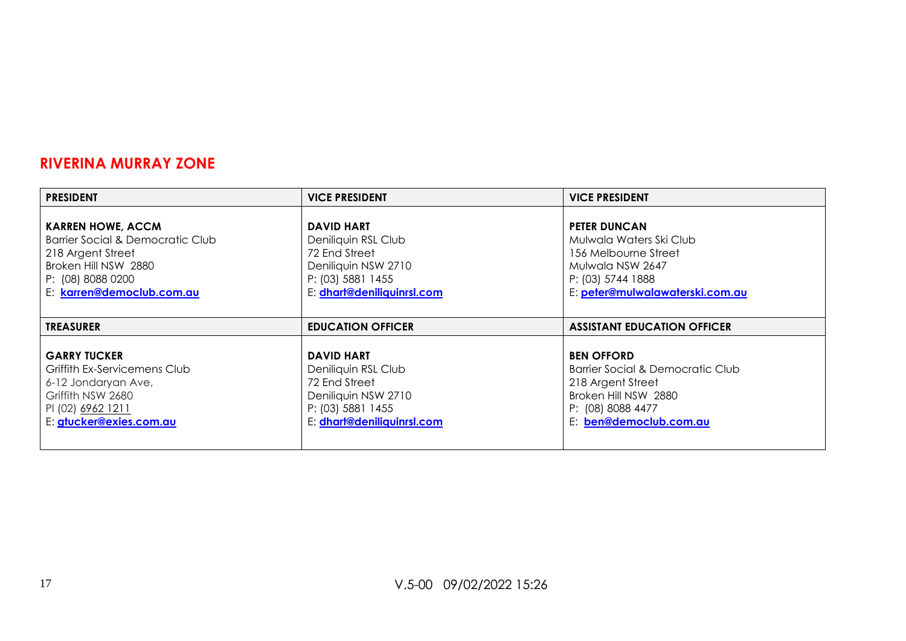## RIVERINA MURRAY ZONE

| PRESIDENT | VICE PRESIDENT | VICE PRESIDENT |
|---|---|---|
| **KARREN HOWE, ACCM**<br>Barrier Social & Democratic Club<br>218 Argent Street<br>Broken Hill NSW 2880<br>P: (08) 8088 0200<br>E: **karren@democlub.com.au** | **DAVID HART**<br>Deniliquin RSL Club<br>72 End Street<br>Deniliquin NSW 2710<br>P: (03) 5881 1455<br>E: **dhart@deniliquinrsl.com** | **PETER DUNCAN**<br>Mulwala Waters Ski Club<br>156 Melbourne Street<br>Mulwala NSW 2647<br>P: (03) 5744 1888<br>E: **peter@mulwalawaterski.com.au** |
| **TREASURER** | **EDUCATION OFFICER** | **ASSISTANT EDUCATION OFFICER** |
| **GARRY TUCKER**<br>Griffith Ex-Servicemens Club<br>6-12 Jondaryan Ave,<br>Griffith NSW 2680<br>PI (02) 6962 1211<br>E: **gtucker@exies.com.au** | **DAVID HART**<br>Deniliquin RSL Club<br>72 End Street<br>Deniliquin NSW 2710<br>P: (03) 5881 1455<br>E: **dhart@deniliquinrsl.com** | **BEN OFFORD**<br>Barrier Social & Democratic Club<br>218 Argent Street<br>Broken Hill NSW 2880<br>P: (08) 8088 4477<br>E: **ben@democlub.com.au** |

V.5-00 09/02/2022 15:26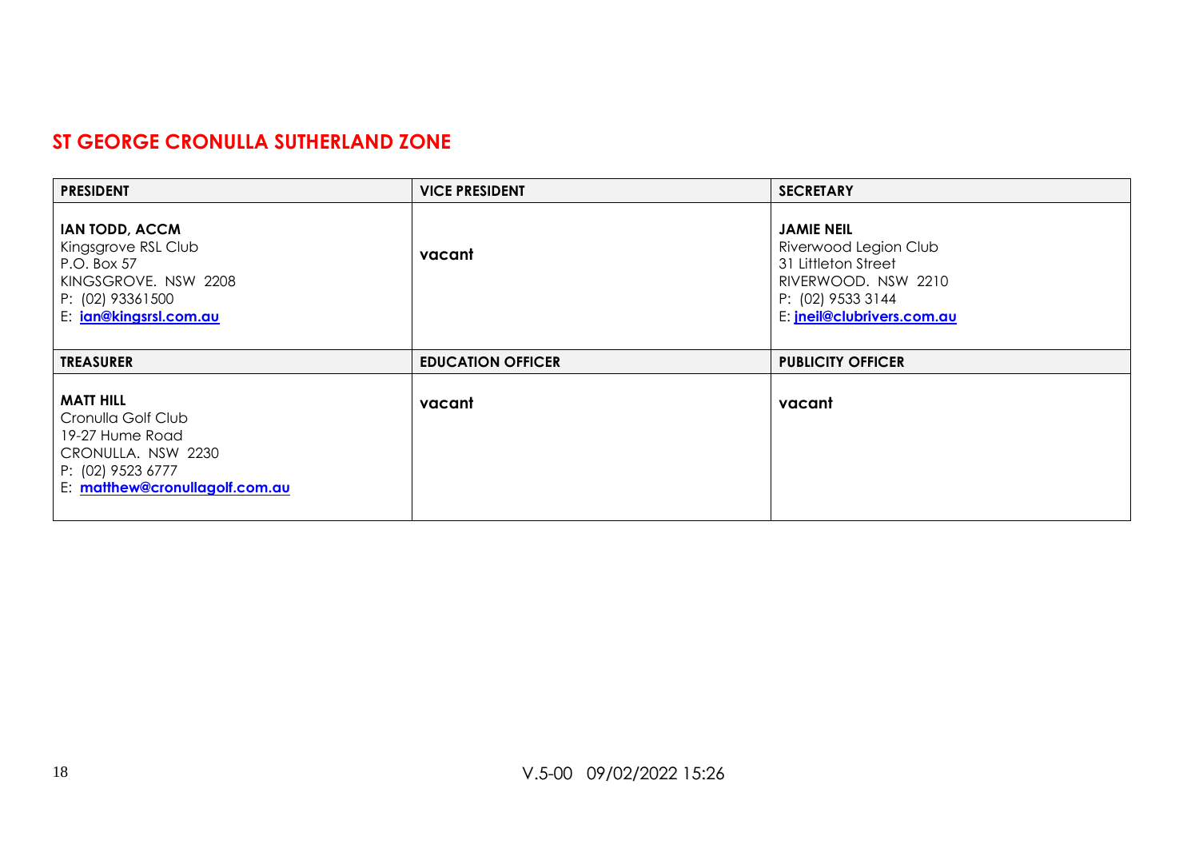## ST GEORGE CRONULLA SUTHERLAND ZONE

| PRESIDENT | VICE PRESIDENT | SECRETARY |
|---|---|---|
| **IAN TODD, ACCM**<br>Kingsgrove RSL Club<br>P.O. Box 57<br>KINGSGROVE. NSW 2208<br>P: (02) 93361500<br>E: **ian@kingsrsl.com.au** | **vacant** | **JAMIE NEIL**<br>Riverwood Legion Club<br>31 Littleton Street<br>RIVERWOOD. NSW 2210<br>P: (02) 9533 3144<br>E: **jneil@clubrivers.com.au** |
| **TREASURER** | **EDUCATION OFFICER** | **PUBLICITY OFFICER** |
| **MATT HILL**<br>Cronulla Golf Club<br>19-27 Hume Road<br>CRONULLA. NSW 2230<br>P: (02) 9523 6777<br>E: **matthew@cronullagolf.com.au** | **vacant** | **vacant** |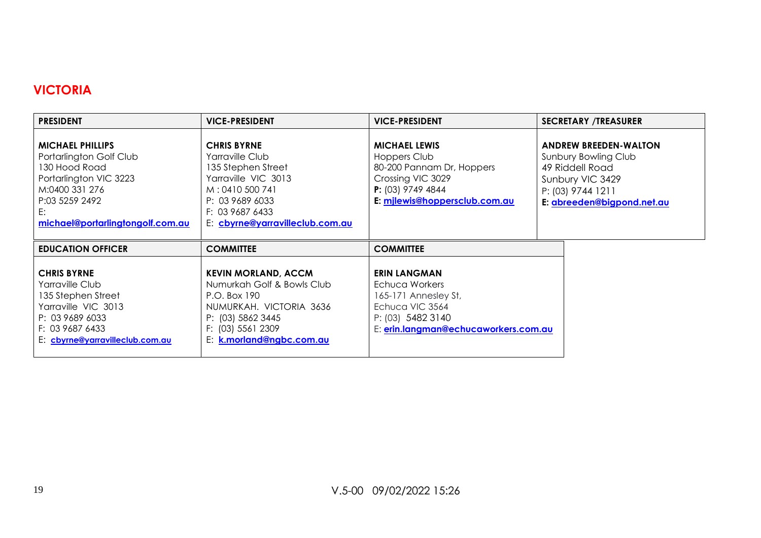## VICTORIA

| PRESIDENT | VICE-PRESIDENT | VICE-PRESIDENT | SECRETARY /TREASURER |
|---|---|---|---|
| **MICHAEL PHILLIPS**<br>Portarlington Golf Club<br>130 Hood Road<br>Portarlington VIC 3223<br>M:0400 331 276<br>P:03 5259 2492<br>E:<br>michael@portarlingtongolf.com.au | **CHRIS BYRNE**<br>Yarraville Club<br>135 Stephen Street<br>Yarraville VIC 3013<br>M : 0410 500 741<br>P: 03 9689 6033<br>F: 03 9687 6433<br>E: cbyrne@yarravilleclub.com.au | **MICHAEL LEWIS**<br>Hoppers Club<br>80-200 Pannam Dr, Hoppers Crossing VIC 3029<br>**P:** (03) 9749 4844<br>**E:** mjlewis@hoppersclub.com.au | **ANDREW BREEDEN-WALTON**<br>Sunbury Bowling Club<br>49 Riddell Road<br>Sunbury VIC 3429<br>P: (03) 9744 1211<br>**E:** abreeden@bigpond.net.au |
| **EDUCATION OFFICER** | **COMMITTEE** | **COMMITTEE** | |
| **CHRIS BYRNE**<br>Yarraville Club<br>135 Stephen Street<br>Yarraville VIC 3013<br>P: 03 9689 6033<br>F: 03 9687 6433<br>E: cbyrne@yarravilleclub.com.au | **KEVIN MORLAND, ACCM**<br>Numurkah Golf & Bowls Club<br>P.O. Box 190<br>NUMURKAH. VICTORIA 3636<br>P: (03) 5862 3445<br>F: (03) 5561 2309<br>E: k.morland@ngbc.com.au | **ERIN LANGMAN**<br>Echuca Workers<br>165-171 Annesley St,<br>Echuca VIC 3564<br>P: (03) 5482 3140<br>E: erin.langman@echucaworkers.com.au | |

V.5-00 09/02/2022 15:26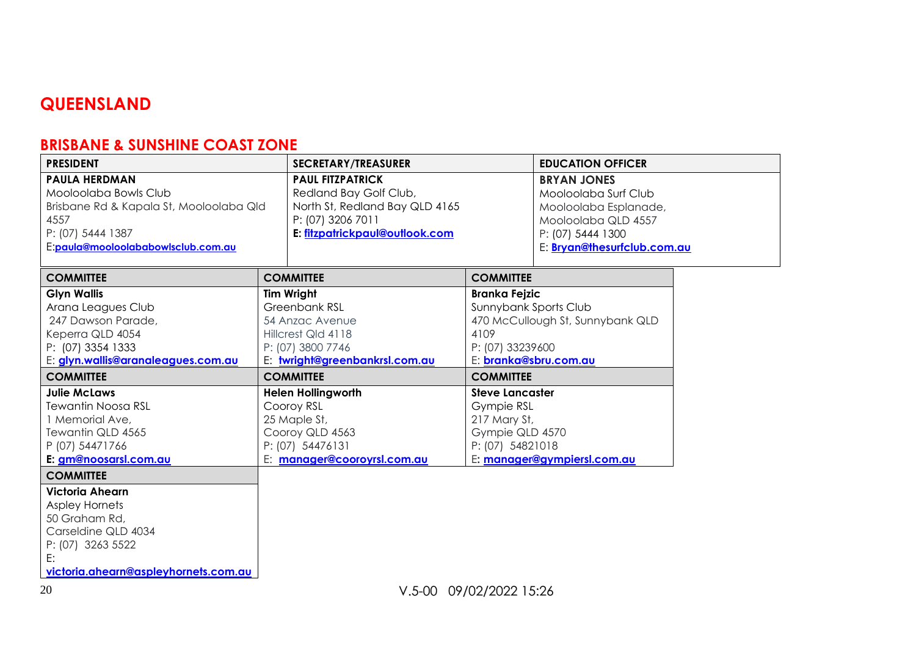# QUEENSLAND

## BRISBANE & SUNSHINE COAST ZONE

| PRESIDENT | SECRETARY/TREASURER | EDUCATION OFFICER |
|---|---|---|
| **PAULA HERDMAN**<br>Mooloolaba Bowls Club<br>Brisbane Rd & Kapala St, Mooloolaba Qld 4557<br>P: (07) 5444 1387<br>E:**paula@mooloolababowlsclub.com.au** | **PAUL FITZPATRICK**<br>Redland Bay Golf Club,<br>North St, Redland Bay QLD 4165<br>P: (07) 3206 7011<br>**E: fitzpatrickpaul@outlook.com** | **BRYAN JONES**<br>Mooloolaba Surf Club<br>Mooloolaba Esplanade,<br>Mooloolaba QLD 4557<br>P: (07) 5444 1300<br>E: **Bryan@thesurfclub.com.au** |

| COMMITTEE | COMMITTEE | COMMITTEE |
|---|---|---|
| **Glyn Wallis**<br>Arana Leagues Club<br>247 Dawson Parade,<br>Keperra QLD 4054<br>P: (07) 3354 1333<br>E: **glyn.wallis@aranaleagues.com.au** | **Tim Wright**<br>Greenbank RSL<br>54 Anzac Avenue<br>Hillcrest Qld 4118<br>P: (07) 3800 7746<br>E: **twright@greenbankrsl.com.au** | **Branka Fejzic**<br>Sunnybank Sports Club<br>470 McCullough St, Sunnybank QLD 4109<br>P: (07) 33239600<br>E: **branka@sbru.com.au** |
| **COMMITTEE** | **COMMITTEE** | **COMMITTEE** |
| **Julie McLaws**<br>Tewantin Noosa RSL<br>1 Memorial Ave,<br>Tewantin QLD 4565<br>P (07) 54471766<br>**E: gm@noosarsl.com.au** | **Helen Hollingworth**<br>Cooroy RSL<br>25 Maple St,<br>Cooroy QLD 4563<br>P: (07) 54476131<br>E: **manager@cooroyrsl.com.au** | **Steve Lancaster**<br>Gympie RSL<br>217 Mary St,<br>Gympie QLD 4570<br>P: (07) 54821018<br>E: **manager@gympiersl.com.au** |
| **COMMITTEE** | | |
| **Victoria Ahearn**<br>Aspley Hornets<br>50 Graham Rd,<br>Carseldine QLD 4034<br>P: (07) 3263 5522<br>E: **victoria.ahearn@aspleyhornets.com.au** | | |

V.5-00 09/02/2022 15:26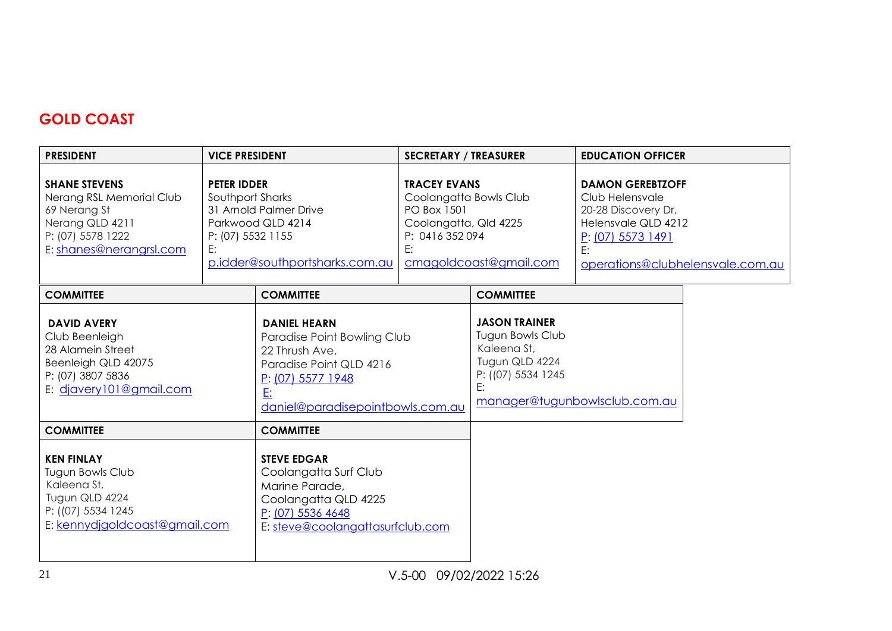# GOLD COAST

| PRESIDENT | VICE PRESIDENT | SECRETARY / TREASURER | EDUCATION OFFICER |
|---|---|---|---|
| **SHANE STEVENS**<br>Nerang RSL Memorial Club<br>69 Nerang St<br>Nerang QLD 4211<br>P: (07) 5578 1222<br>E: shanes@nerangrsl.com | **PETER IDDER**<br>Southport Sharks<br>31 Arnold Palmer Drive<br>Parkwood QLD 4214<br>P: (07) 5532 1155<br>E:<br>p.idder@southportsharks.com.au | **TRACEY EVANS**<br>Coolangatta Bowls Club<br>PO Box 1501<br>Coolangatta, Qld 4225<br>P: 0416 352 094<br>E:<br>cmagoldcoast@gmail.com | **DAMON GEREBTZOFF**<br>Club Helensvale<br>20-28 Discovery Dr,<br>Helensvale QLD 4212<br>P: (07) 5573 1491<br>E:<br>operations@clubhelensvale.com.au |

| COMMITTEE | COMMITTEE | COMMITTEE |
|---|---|---|
| **DAVID AVERY**<br>Club Beenleigh<br>28 Alamein Street<br>Beenleigh QLD 42075<br>P: (07) 3807 5836<br>E: djavery101@gmail.com | **DANIEL HEARN**<br>Paradise Point Bowling Club<br>22 Thrush Ave,<br>Paradise Point QLD 4216<br>P: (07) 5577 1948<br>E:<br>daniel@paradisepointbowls.com.au | **JASON TRAINER**<br>Tugun Bowls Club<br>Kaleena St,<br>Tugun QLD 4224<br>P: ((07) 5534 1245<br>E:<br>manager@tugunbowlsclub.com.au |

| COMMITTEE | COMMITTEE |
|---|---|
| **KEN FINLAY**<br>Tugun Bowls Club<br>Kaleena St,<br>Tugun QLD 4224<br>P: ((07) 5534 1245<br>E: kennydjgoldcoast@gmail.com | **STEVE EDGAR**<br>Coolangatta Surf Club<br>Marine Parade,<br>Coolangatta QLD 4225<br>P: (07) 5536 4648<br>E: steve@coolangattasurfclub.com |

V.5-00 09/02/2022 15:26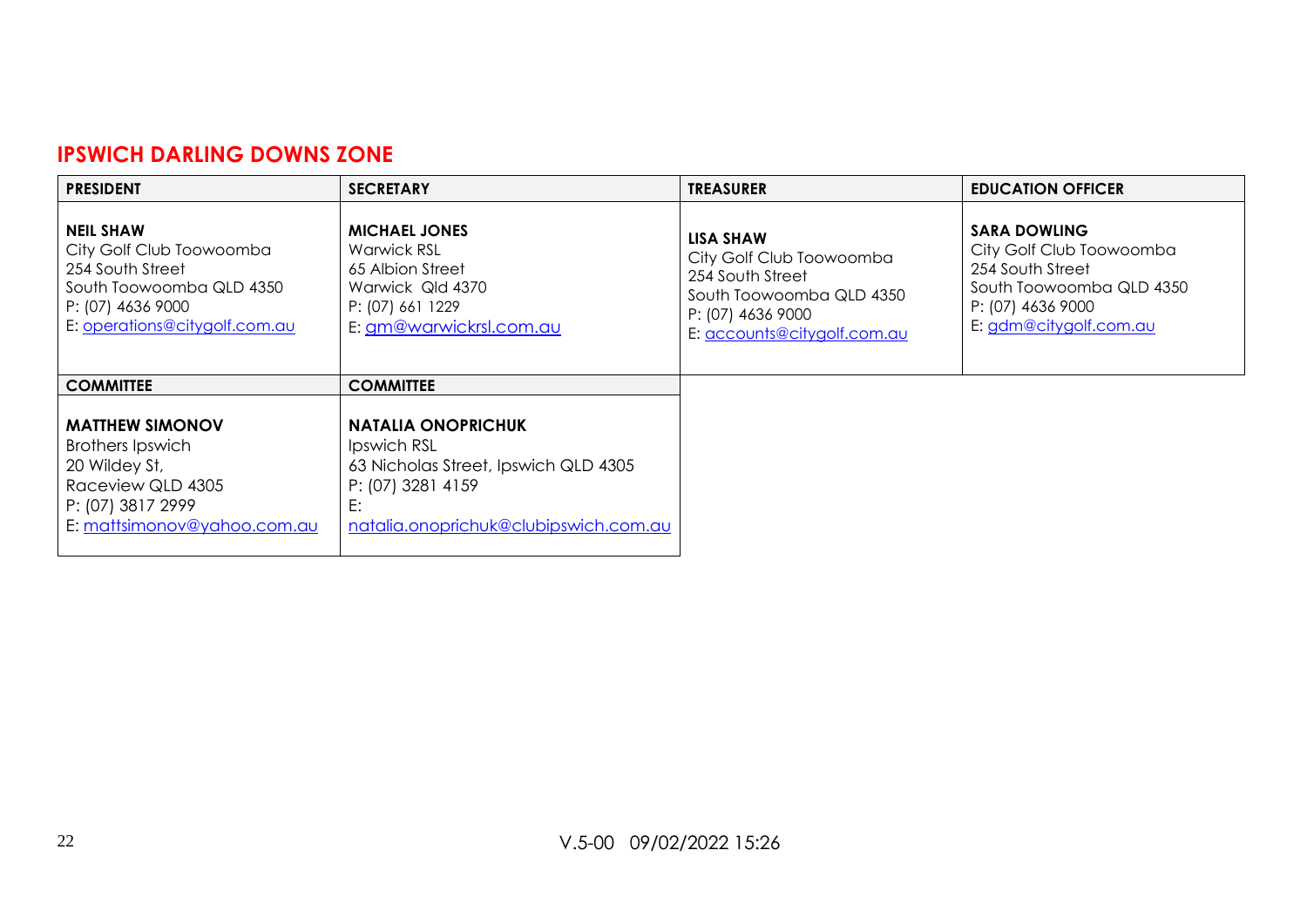## IPSWICH DARLING DOWNS ZONE

| PRESIDENT | SECRETARY | TREASURER | EDUCATION OFFICER |
|---|---|---|---|
| **NEIL SHAW**<br>City Golf Club Toowoomba<br>254 South Street<br>South Toowoomba QLD 4350<br>P: (07) 4636 9000<br>E: operations@citygolf.com.au | **MICHAEL JONES**<br>Warwick RSL<br>65 Albion Street<br>Warwick Qld 4370<br>P: (07) 661 1229<br>E: gm@warwickrsl.com.au | **LISA SHAW**<br>City Golf Club Toowoomba<br>254 South Street<br>South Toowoomba QLD 4350<br>P: (07) 4636 9000<br>E: accounts@citygolf.com.au | **SARA DOWLING**<br>City Golf Club Toowoomba<br>254 South Street<br>South Toowoomba QLD 4350<br>P: (07) 4636 9000<br>E: gdm@citygolf.com.au |
| **COMMITTEE** | **COMMITTEE** | | |
| **MATTHEW SIMONOV**<br>Brothers Ipswich<br>20 Wildey St,<br>Raceview QLD 4305<br>P: (07) 3817 2999<br>E: mattsimonov@yahoo.com.au | **NATALIA ONOPRICHUK**<br>Ipswich RSL<br>63 Nicholas Street, Ipswich QLD 4305<br>P: (07) 3281 4159<br>E:<br>natalia.onoprichuk@clubipswich.com.au | | |

V.5-00 09/02/2022 15:26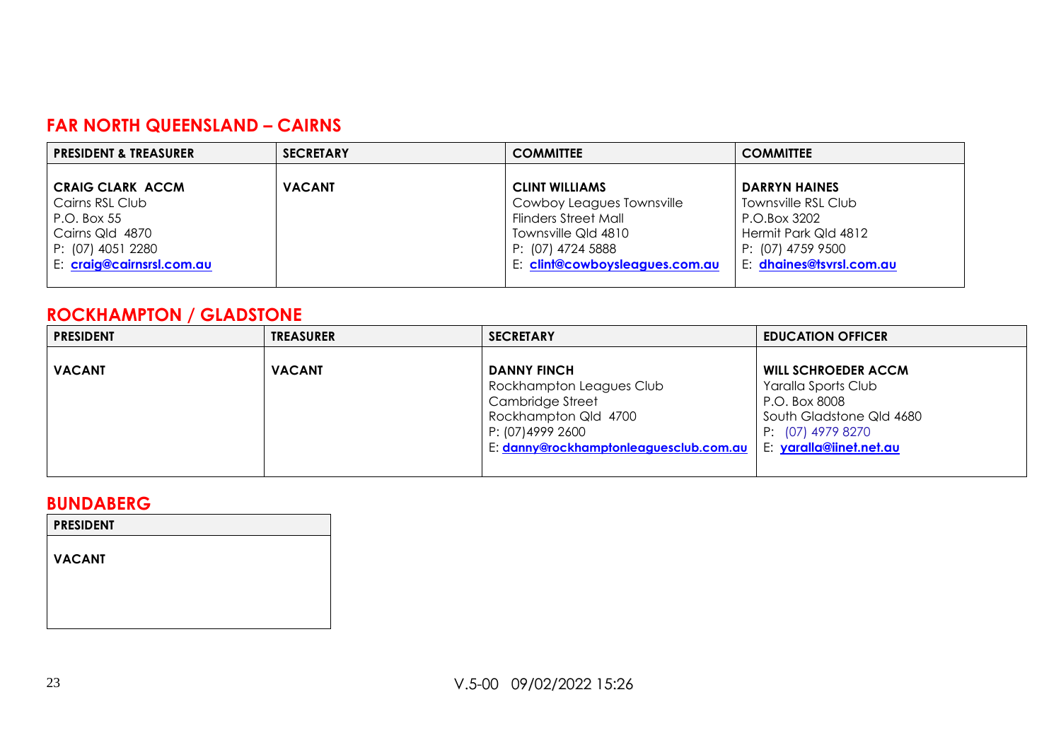## FAR NORTH QUEENSLAND – CAIRNS

| PRESIDENT & TREASURER | SECRETARY | COMMITTEE | COMMITTEE |
|---|---|---|---|
| **CRAIG CLARK ACCM**<br>Cairns RSL Club<br>P.O. Box 55<br>Cairns Qld 4870<br>P: (07) 4051 2280<br>E: **craig@cairnsrsl.com.au** | **VACANT** | **CLINT WILLIAMS**<br>Cowboy Leagues Townsville<br>Flinders Street Mall<br>Townsville Qld 4810<br>P: (07) 4724 5888<br>E: **clint@cowboysleagues.com.au** | **DARRYN HAINES**<br>Townsville RSL Club<br>P.O.Box 3202<br>Hermit Park Qld 4812<br>P: (07) 4759 9500<br>E: **dhaines@tsvrsl.com.au** |

## ROCKHAMPTON / GLADSTONE

| PRESIDENT | TREASURER | SECRETARY | EDUCATION OFFICER |
|---|---|---|---|
| **VACANT** | **VACANT** | **DANNY FINCH**<br>Rockhampton Leagues Club<br>Cambridge Street<br>Rockhampton Qld 4700<br>P: (07)4999 2600<br>E: **danny@rockhamptonleaguesclub.com.au** | **WILL SCHROEDER ACCM**<br>Yaralla Sports Club<br>P.O. Box 8008<br>South Gladstone Qld 4680<br>P: (07) 4979 8270<br>E: **yaralla@iinet.net.au** |

## BUNDABERG

| PRESIDENT |
|---|
| **VACANT** |

V.5-00 09/02/2022 15:26